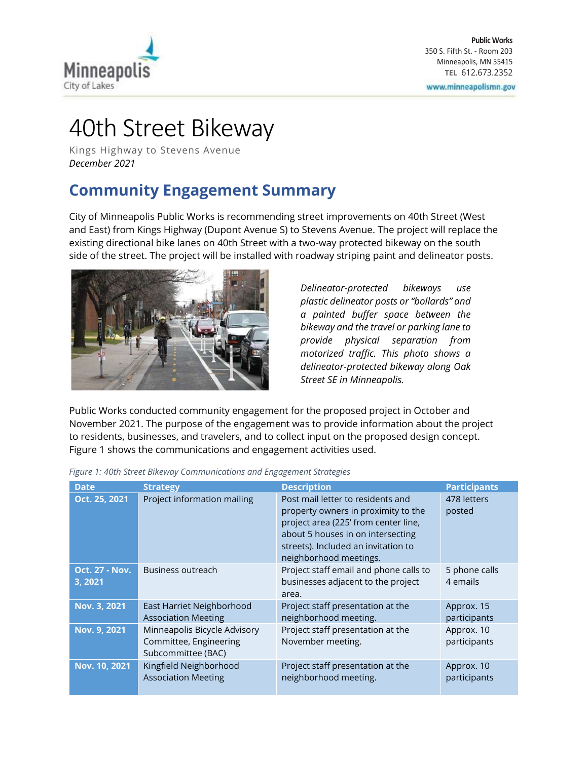Public Works
350 S. Fifth St. - Room 203
Minneapolis, MN 55415
TEL 612.673.2352
www.minneapolismn.gov

# 40th Street Bikeway

Kings Highway to Stevens Avenue
*December 2021*

## Community Engagement Summary

City of Minneapolis Public Works is recommending street improvements on 40th Street (West and East) from Kings Highway (Dupont Avenue S) to Stevens Avenue. The project will replace the existing directional bike lanes on 40th Street with a two-way protected bikeway on the south side of the street. The project will be installed with roadway striping paint and delineator posts.

*Delineator-protected bikeways use plastic delineator posts or "bollards" and a painted buffer space between the bikeway and the travel or parking lane to provide physical separation from motorized traffic. This photo shows a delineator-protected bikeway along Oak Street SE in Minneapolis.*

Public Works conducted community engagement for the proposed project in October and November 2021. The purpose of the engagement was to provide information about the project to residents, businesses, and travelers, and to collect input on the proposed design concept. Figure 1 shows the communications and engagement activities used.

*Figure 1: 40th Street Bikeway Communications and Engagement Strategies*

| Date | Strategy | Description | Participants |
|---|---|---|---|
| **Oct. 25, 2021** | Project information mailing | Post mail letter to residents and property owners in proximity to the project area (225' from center line, about 5 houses in on intersecting streets). Included an invitation to neighborhood meetings. | 478 letters posted |
| **Oct. 27 - Nov. 3, 2021** | Business outreach | Project staff email and phone calls to businesses adjacent to the project area. | 5 phone calls 4 emails |
| **Nov. 3, 2021** | East Harriet Neighborhood Association Meeting | Project staff presentation at the neighborhood meeting. | Approx. 15 participants |
| **Nov. 9, 2021** | Minneapolis Bicycle Advisory Committee, Engineering Subcommittee (BAC) | Project staff presentation at the November meeting. | Approx. 10 participants |
| **Nov. 10, 2021** | Kingfield Neighborhood Association Meeting | Project staff presentation at the neighborhood meeting. | Approx. 10 participants |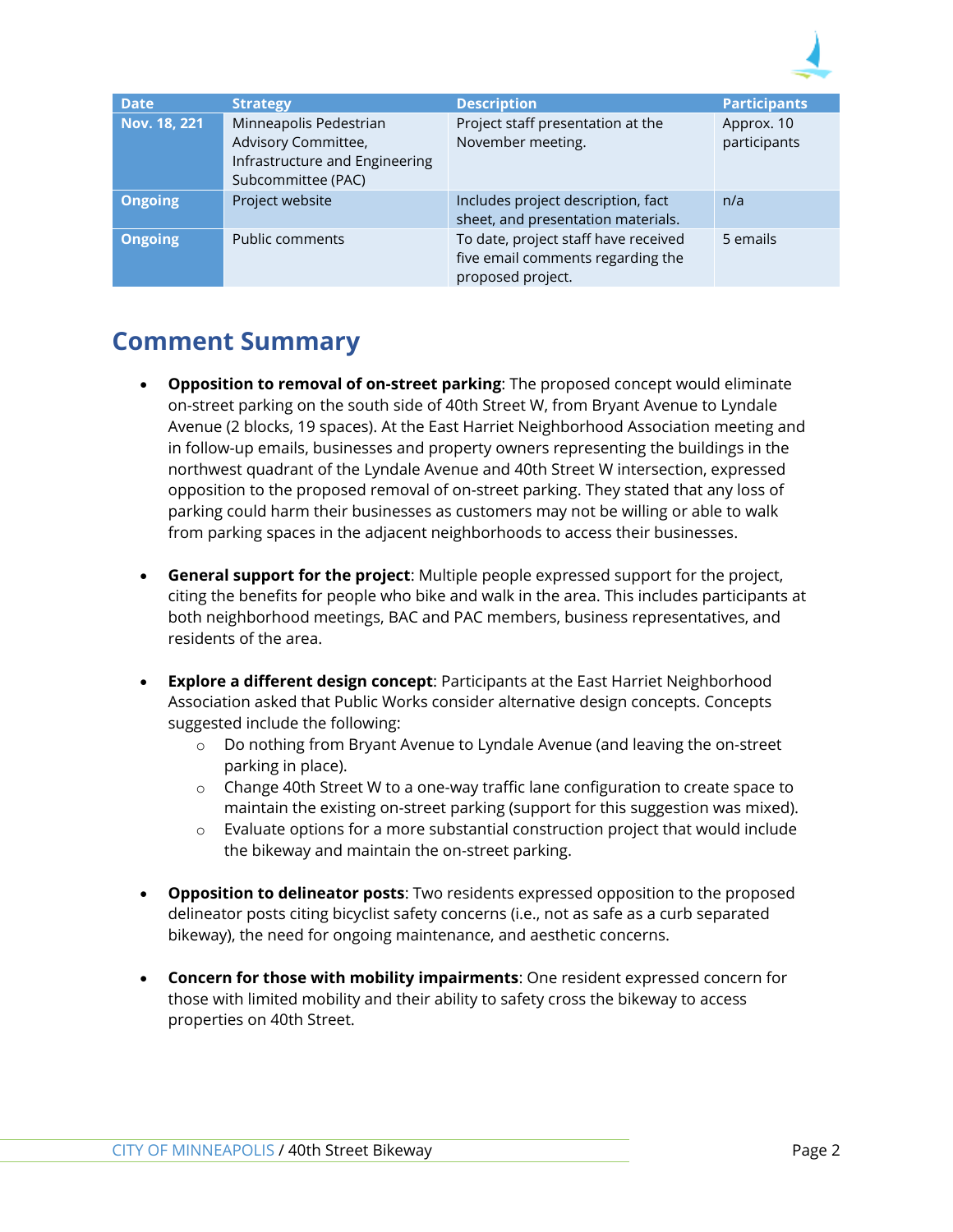| Date | Strategy | Description | Participants |
| --- | --- | --- | --- |
| **Nov. 18, 221** | Minneapolis Pedestrian Advisory Committee, Infrastructure and Engineering Subcommittee (PAC) | Project staff presentation at the November meeting. | Approx. 10 participants |
| **Ongoing** | Project website | Includes project description, fact sheet, and presentation materials. | n/a |
| **Ongoing** | Public comments | To date, project staff have received five email comments regarding the proposed project. | 5 emails |

## Comment Summary

- **Opposition to removal of on-street parking**: The proposed concept would eliminate on-street parking on the south side of 40th Street W, from Bryant Avenue to Lyndale Avenue (2 blocks, 19 spaces). At the East Harriet Neighborhood Association meeting and in follow-up emails, businesses and property owners representing the buildings in the northwest quadrant of the Lyndale Avenue and 40th Street W intersection, expressed opposition to the proposed removal of on-street parking. They stated that any loss of parking could harm their businesses as customers may not be willing or able to walk from parking spaces in the adjacent neighborhoods to access their businesses.

- **General support for the project**: Multiple people expressed support for the project, citing the benefits for people who bike and walk in the area. This includes participants at both neighborhood meetings, BAC and PAC members, business representatives, and residents of the area.

- **Explore a different design concept**: Participants at the East Harriet Neighborhood Association asked that Public Works consider alternative design concepts. Concepts suggested include the following:
  - Do nothing from Bryant Avenue to Lyndale Avenue (and leaving the on-street parking in place).
  - Change 40th Street W to a one-way traffic lane configuration to create space to maintain the existing on-street parking (support for this suggestion was mixed).
  - Evaluate options for a more substantial construction project that would include the bikeway and maintain the on-street parking.

- **Opposition to delineator posts**: Two residents expressed opposition to the proposed delineator posts citing bicyclist safety concerns (i.e., not as safe as a curb separated bikeway), the need for ongoing maintenance, and aesthetic concerns.

- **Concern for those with mobility impairments**: One resident expressed concern for those with limited mobility and their ability to safety cross the bikeway to access properties on 40th Street.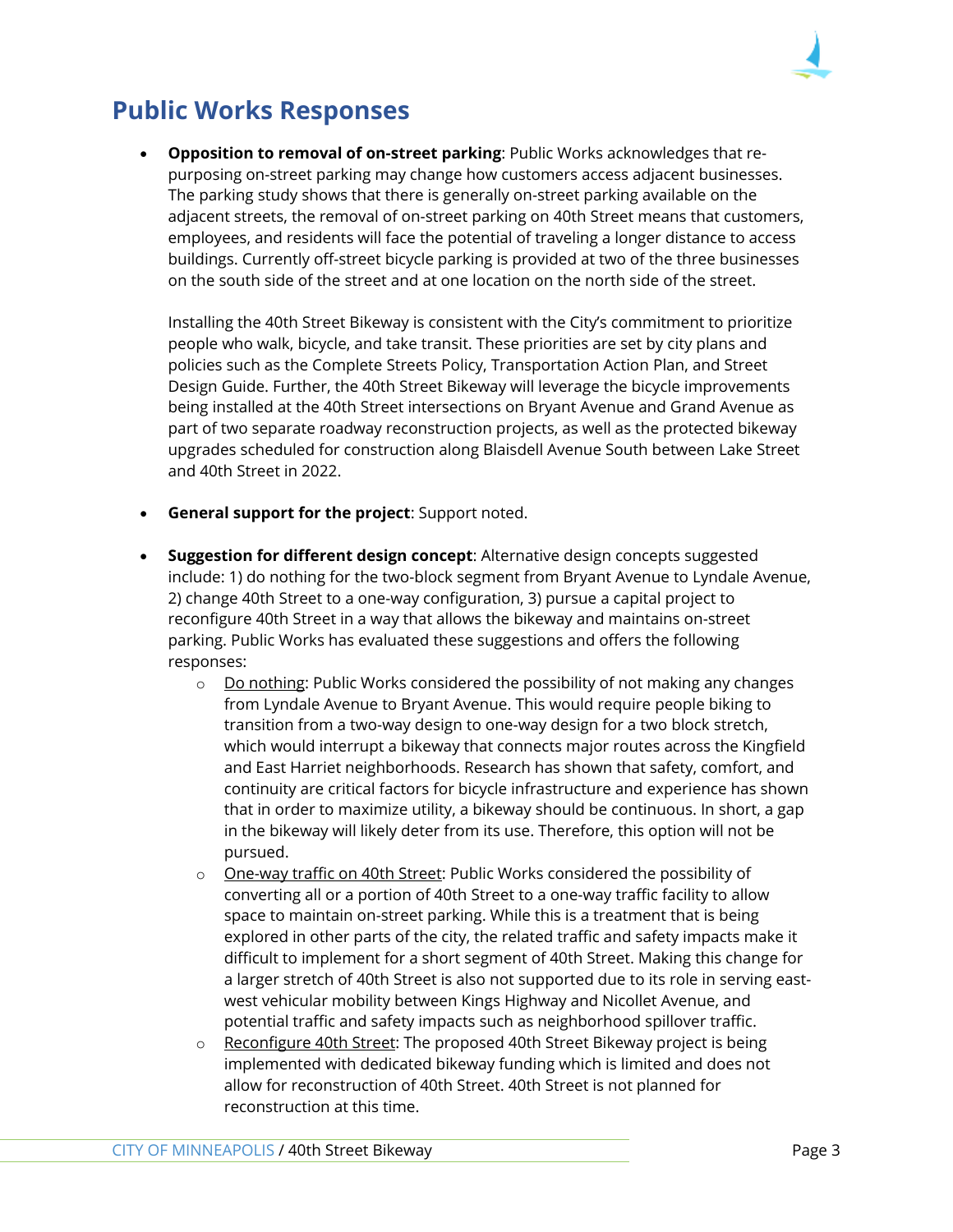## Public Works Responses

- **Opposition to removal of on-street parking**: Public Works acknowledges that re-purposing on-street parking may change how customers access adjacent businesses. The parking study shows that there is generally on-street parking available on the adjacent streets, the removal of on-street parking on 40th Street means that customers, employees, and residents will face the potential of traveling a longer distance to access buildings. Currently off-street bicycle parking is provided at two of the three businesses on the south side of the street and at one location on the north side of the street.

  Installing the 40th Street Bikeway is consistent with the City's commitment to prioritize people who walk, bicycle, and take transit. These priorities are set by city plans and policies such as the Complete Streets Policy, Transportation Action Plan, and Street Design Guide. Further, the 40th Street Bikeway will leverage the bicycle improvements being installed at the 40th Street intersections on Bryant Avenue and Grand Avenue as part of two separate roadway reconstruction projects, as well as the protected bikeway upgrades scheduled for construction along Blaisdell Avenue South between Lake Street and 40th Street in 2022.

- **General support for the project**: Support noted.

- **Suggestion for different design concept**: Alternative design concepts suggested include: 1) do nothing for the two-block segment from Bryant Avenue to Lyndale Avenue, 2) change 40th Street to a one-way configuration, 3) pursue a capital project to reconfigure 40th Street in a way that allows the bikeway and maintains on-street parking. Public Works has evaluated these suggestions and offers the following responses:
  - Do nothing: Public Works considered the possibility of not making any changes from Lyndale Avenue to Bryant Avenue. This would require people biking to transition from a two-way design to one-way design for a two block stretch, which would interrupt a bikeway that connects major routes across the Kingfield and East Harriet neighborhoods. Research has shown that safety, comfort, and continuity are critical factors for bicycle infrastructure and experience has shown that in order to maximize utility, a bikeway should be continuous. In short, a gap in the bikeway will likely deter from its use. Therefore, this option will not be pursued.
  - One-way traffic on 40th Street: Public Works considered the possibility of converting all or a portion of 40th Street to a one-way traffic facility to allow space to maintain on-street parking. While this is a treatment that is being explored in other parts of the city, the related traffic and safety impacts make it difficult to implement for a short segment of 40th Street. Making this change for a larger stretch of 40th Street is also not supported due to its role in serving east-west vehicular mobility between Kings Highway and Nicollet Avenue, and potential traffic and safety impacts such as neighborhood spillover traffic.
  - Reconfigure 40th Street: The proposed 40th Street Bikeway project is being implemented with dedicated bikeway funding which is limited and does not allow for reconstruction of 40th Street. 40th Street is not planned for reconstruction at this time.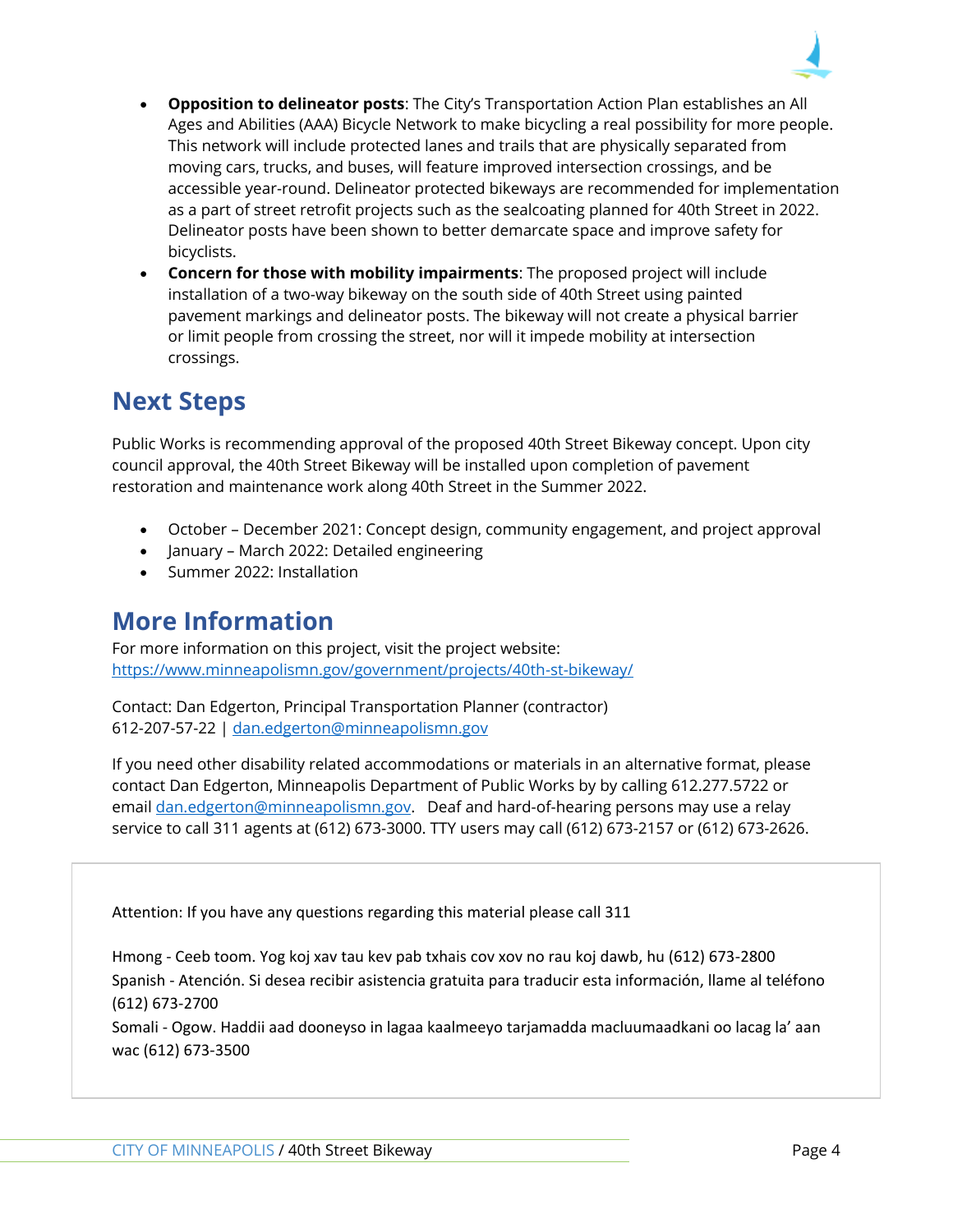- **Opposition to delineator posts**: The City's Transportation Action Plan establishes an All Ages and Abilities (AAA) Bicycle Network to make bicycling a real possibility for more people. This network will include protected lanes and trails that are physically separated from moving cars, trucks, and buses, will feature improved intersection crossings, and be accessible year-round. Delineator protected bikeways are recommended for implementation as a part of street retrofit projects such as the sealcoating planned for 40th Street in 2022. Delineator posts have been shown to better demarcate space and improve safety for bicyclists.
- **Concern for those with mobility impairments**: The proposed project will include installation of a two-way bikeway on the south side of 40th Street using painted pavement markings and delineator posts. The bikeway will not create a physical barrier or limit people from crossing the street, nor will it impede mobility at intersection crossings.

## Next Steps

Public Works is recommending approval of the proposed 40th Street Bikeway concept. Upon city council approval, the 40th Street Bikeway will be installed upon completion of pavement restoration and maintenance work along 40th Street in the Summer 2022.

- October – December 2021: Concept design, community engagement, and project approval
- January – March 2022: Detailed engineering
- Summer 2022: Installation

## More Information

For more information on this project, visit the project website:
https://www.minneapolismn.gov/government/projects/40th-st-bikeway/

Contact: Dan Edgerton, Principal Transportation Planner (contractor)
612-207-57-22 | dan.edgerton@minneapolismn.gov

If you need other disability related accommodations or materials in an alternative format, please contact Dan Edgerton, Minneapolis Department of Public Works by by calling 612.277.5722 or email dan.edgerton@minneapolismn.gov. Deaf and hard-of-hearing persons may use a relay service to call 311 agents at (612) 673-3000. TTY users may call (612) 673-2157 or (612) 673-2626.

Attention: If you have any questions regarding this material please call 311

Hmong - Ceeb toom. Yog koj xav tau kev pab txhais cov xov no rau koj dawb, hu (612) 673-2800
Spanish - Atención. Si desea recibir asistencia gratuita para traducir esta información, llame al teléfono (612) 673-2700
Somali - Ogow. Haddii aad dooneyso in lagaa kaalmeeyo tarjamadda macluumaadkani oo lacag la' aan wac (612) 673-3500